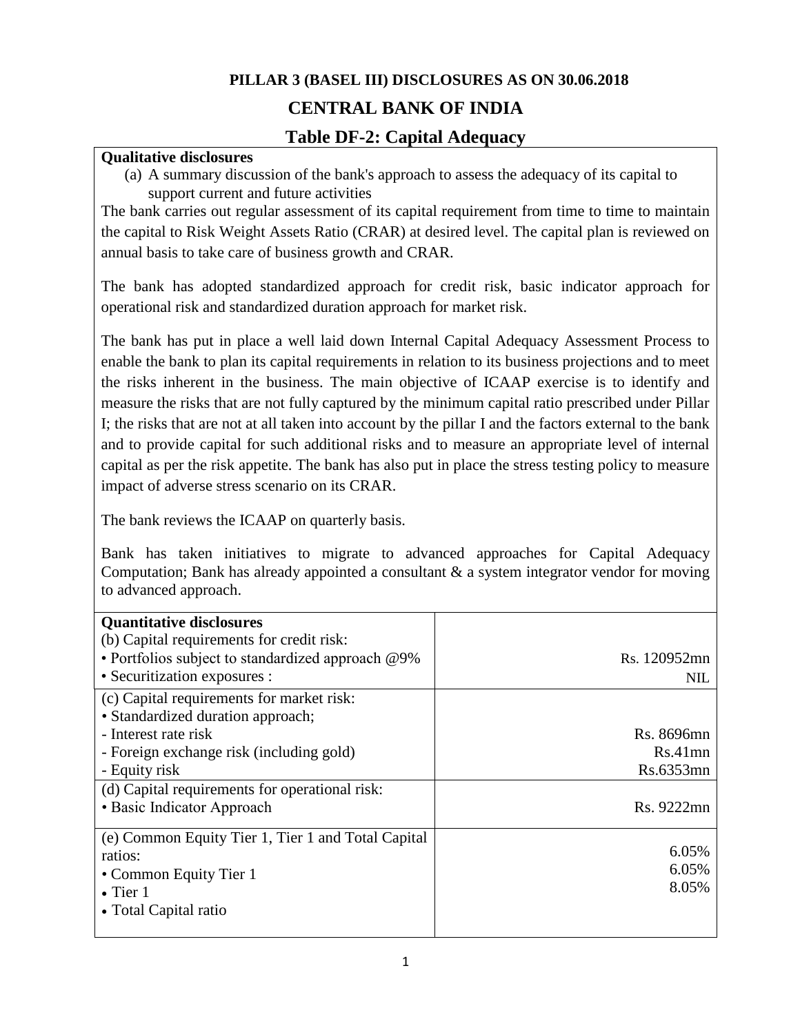**PILLAR 3 (BASEL III) DISCLOSURES AS ON 30.06.2018**

# CENTRAL BANK OF INDIA

## Table DF-2: Capital Adequacy

**Qualitative disclosures**

(a) A summary discussion of the bank's approach to assess the adequacy of its capital to support current and future activities

The bank carries out regular assessment of its capital requirement from time to time to maintain the capital to Risk Weight Assets Ratio (CRAR) at desired level. The capital plan is reviewed on annual basis to take care of business growth and CRAR.

The bank has adopted standardized approach for credit risk, basic indicator approach for operational risk and standardized duration approach for market risk.

The bank has put in place a well laid down Internal Capital Adequacy Assessment Process to enable the bank to plan its capital requirements in relation to its business projections and to meet the risks inherent in the business. The main objective of ICAAP exercise is to identify and measure the risks that are not fully captured by the minimum capital ratio prescribed under Pillar I; the risks that are not at all taken into account by the pillar I and the factors external to the bank and to provide capital for such additional risks and to measure an appropriate level of internal capital as per the risk appetite. The bank has also put in place the stress testing policy to measure impact of adverse stress scenario on its CRAR.

The bank reviews the ICAAP on quarterly basis.

Bank has taken initiatives to migrate to advanced approaches for Capital Adequacy Computation; Bank has already appointed a consultant & a system integrator vendor for moving to advanced approach.

| Quantitative disclosures | |
|---|---|
| (b) Capital requirements for credit risk:<br>• Portfolios subject to standardized approach @9%<br>• Securitization exposures : | <br>Rs. 120952mn<br>NIL |
| (c) Capital requirements for market risk:<br>• Standardized duration approach;<br>- Interest rate risk<br>- Foreign exchange risk (including gold)<br>- Equity risk | <br><br>Rs. 8696mn<br>Rs.41mn<br>Rs.6353mn |
| (d) Capital requirements for operational risk:<br>• Basic Indicator Approach | <br>Rs. 9222mn |
| (e) Common Equity Tier 1, Tier 1 and Total Capital ratios:<br>• Common Equity Tier 1<br>• Tier 1<br>• Total Capital ratio | <br>6.05%<br>6.05%<br>8.05% |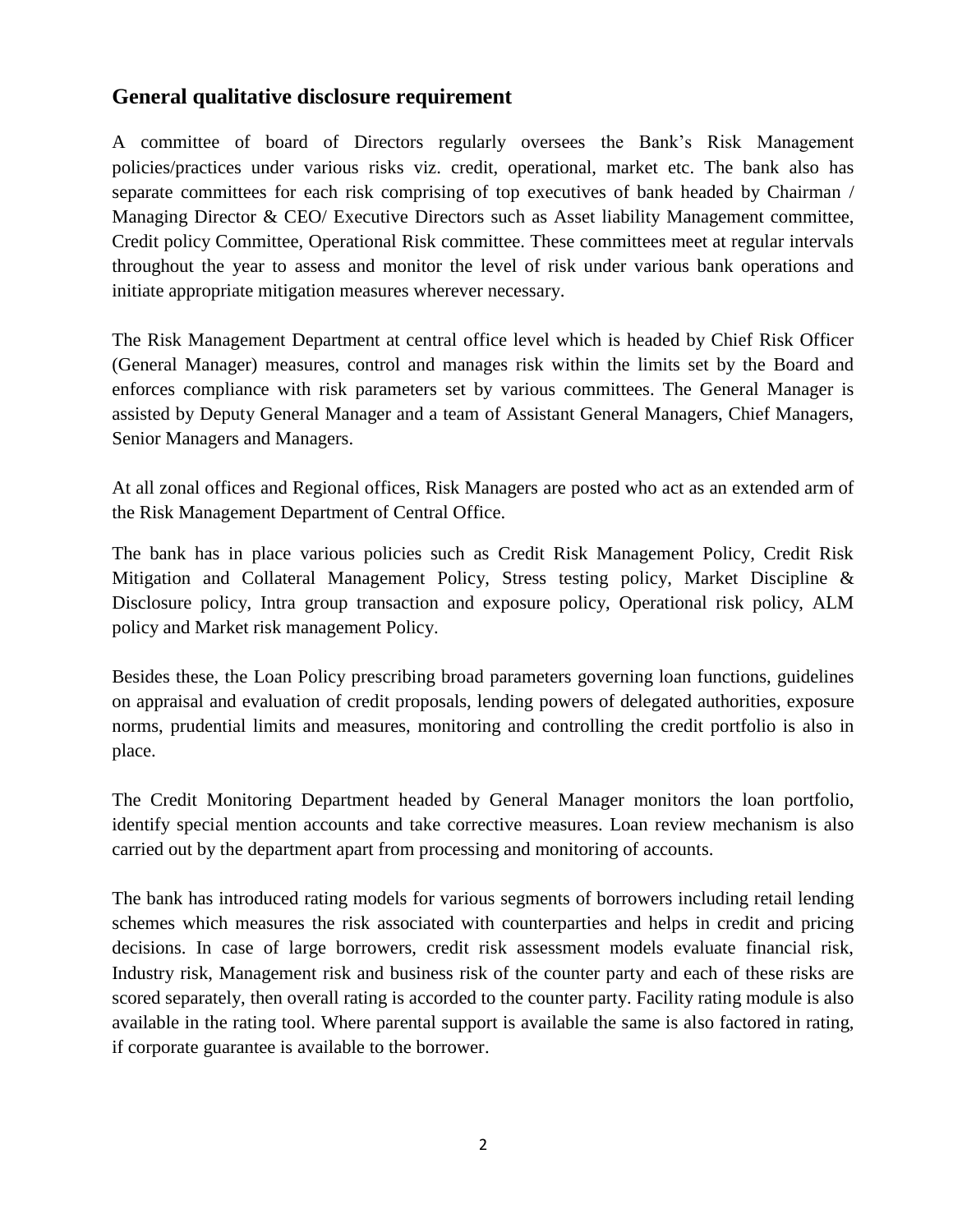## General qualitative disclosure requirement

A committee of board of Directors regularly oversees the Bank's Risk Management policies/practices under various risks viz. credit, operational, market etc. The bank also has separate committees for each risk comprising of top executives of bank headed by Chairman / Managing Director & CEO/ Executive Directors such as Asset liability Management committee, Credit policy Committee, Operational Risk committee. These committees meet at regular intervals throughout the year to assess and monitor the level of risk under various bank operations and initiate appropriate mitigation measures wherever necessary.

The Risk Management Department at central office level which is headed by Chief Risk Officer (General Manager) measures, control and manages risk within the limits set by the Board and enforces compliance with risk parameters set by various committees. The General Manager is assisted by Deputy General Manager and a team of Assistant General Managers, Chief Managers, Senior Managers and Managers.

At all zonal offices and Regional offices, Risk Managers are posted who act as an extended arm of the Risk Management Department of Central Office.

The bank has in place various policies such as Credit Risk Management Policy, Credit Risk Mitigation and Collateral Management Policy, Stress testing policy, Market Discipline & Disclosure policy, Intra group transaction and exposure policy, Operational risk policy, ALM policy and Market risk management Policy.

Besides these, the Loan Policy prescribing broad parameters governing loan functions, guidelines on appraisal and evaluation of credit proposals, lending powers of delegated authorities, exposure norms, prudential limits and measures, monitoring and controlling the credit portfolio is also in place.

The Credit Monitoring Department headed by General Manager monitors the loan portfolio, identify special mention accounts and take corrective measures. Loan review mechanism is also carried out by the department apart from processing and monitoring of accounts.

The bank has introduced rating models for various segments of borrowers including retail lending schemes which measures the risk associated with counterparties and helps in credit and pricing decisions. In case of large borrowers, credit risk assessment models evaluate financial risk, Industry risk, Management risk and business risk of the counter party and each of these risks are scored separately, then overall rating is accorded to the counter party. Facility rating module is also available in the rating tool. Where parental support is available the same is also factored in rating, if corporate guarantee is available to the borrower.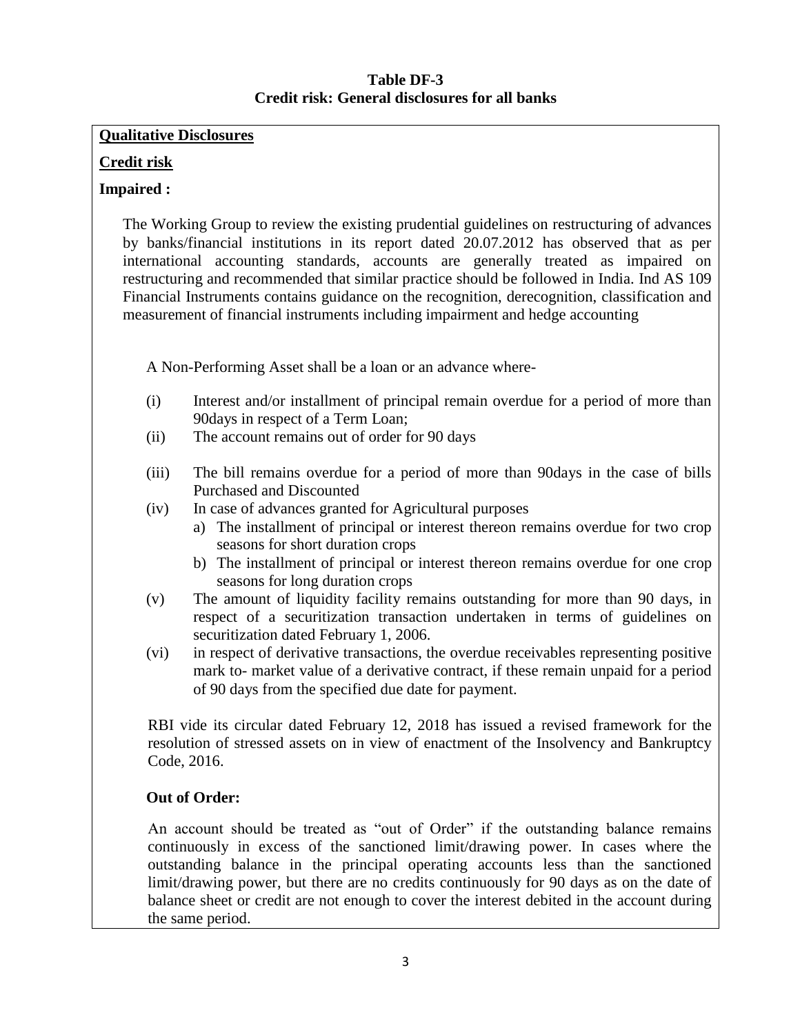**Table DF-3**
**Credit risk: General disclosures for all banks**

**Qualitative Disclosures**

**Credit risk**

**Impaired :**

The Working Group to review the existing prudential guidelines on restructuring of advances by banks/financial institutions in its report dated 20.07.2012 has observed that as per international accounting standards, accounts are generally treated as impaired on restructuring and recommended that similar practice should be followed in India. Ind AS 109 Financial Instruments contains guidance on the recognition, derecognition, classification and measurement of financial instruments including impairment and hedge accounting

A Non-Performing Asset shall be a loan or an advance where-

(i) Interest and/or installment of principal remain overdue for a period of more than 90days in respect of a Term Loan;

(ii) The account remains out of order for 90 days

(iii) The bill remains overdue for a period of more than 90days in the case of bills Purchased and Discounted

(iv) In case of advances granted for Agricultural purposes
   a) The installment of principal or interest thereon remains overdue for two crop seasons for short duration crops
   b) The installment of principal or interest thereon remains overdue for one crop seasons for long duration crops

(v) The amount of liquidity facility remains outstanding for more than 90 days, in respect of a securitization transaction undertaken in terms of guidelines on securitization dated February 1, 2006.

(vi) in respect of derivative transactions, the overdue receivables representing positive mark to- market value of a derivative contract, if these remain unpaid for a period of 90 days from the specified due date for payment.

RBI vide its circular dated February 12, 2018 has issued a revised framework for the resolution of stressed assets on in view of enactment of the Insolvency and Bankruptcy Code, 2016.

**Out of Order:**

An account should be treated as "out of Order" if the outstanding balance remains continuously in excess of the sanctioned limit/drawing power. In cases where the outstanding balance in the principal operating accounts less than the sanctioned limit/drawing power, but there are no credits continuously for 90 days as on the date of balance sheet or credit are not enough to cover the interest debited in the account during the same period.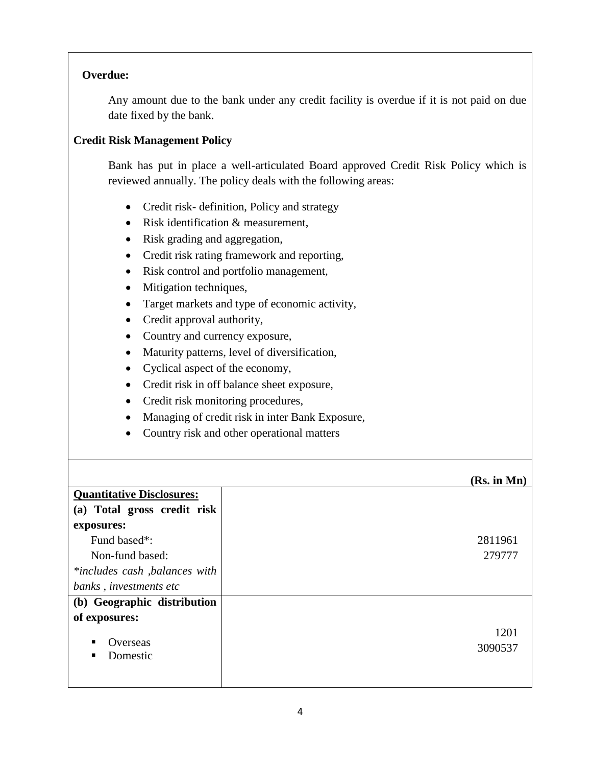**Overdue:**

Any amount due to the bank under any credit facility is overdue if it is not paid on due date fixed by the bank.

**Credit Risk Management Policy**

Bank has put in place a well-articulated Board approved Credit Risk Policy which is reviewed annually. The policy deals with the following areas:

- Credit risk- definition, Policy and strategy
- Risk identification & measurement,
- Risk grading and aggregation,
- Credit risk rating framework and reporting,
- Risk control and portfolio management,
- Mitigation techniques,
- Target markets and type of economic activity,
- Credit approval authority,
- Country and currency exposure,
- Maturity patterns, level of diversification,
- Cyclical aspect of the economy,
- Credit risk in off balance sheet exposure,
- Credit risk monitoring procedures,
- Managing of credit risk in inter Bank Exposure,
- Country risk and other operational matters

| | **(Rs. in Mn)** |
|---|---|
| **Quantitative Disclosures:** | |
| **(a) Total gross credit risk exposures:** | |
| Fund based*: | 2811961 |
| Non-fund based: | 279777 |
| *\*includes cash ,balances with banks , investments etc* | |
| **(b) Geographic distribution of exposures:** | |
| ▪ Overseas | 1201 |
| ▪ Domestic | 3090537 |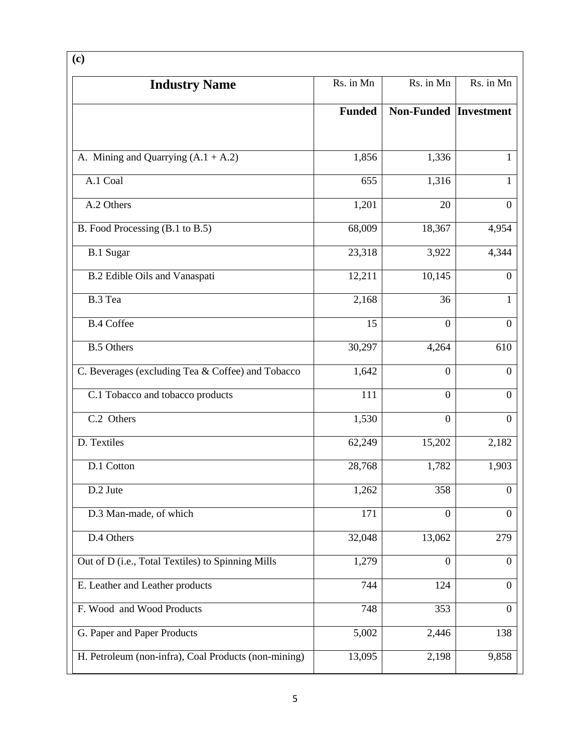**(c)**

| Industry Name | Rs. in Mn | Rs. in Mn | Rs. in Mn |
|---|---|---|---|
| | **Funded** | **Non-Funded** | **Investment** |
| A. Mining and Quarrying (A.1 + A.2) | 1,856 | 1,336 | 1 |
| A.1 Coal | 655 | 1,316 | 1 |
| A.2 Others | 1,201 | 20 | 0 |
| B. Food Processing (B.1 to B.5) | 68,009 | 18,367 | 4,954 |
| B.1 Sugar | 23,318 | 3,922 | 4,344 |
| B.2 Edible Oils and Vanaspati | 12,211 | 10,145 | 0 |
| B.3 Tea | 2,168 | 36 | 1 |
| B.4 Coffee | 15 | 0 | 0 |
| B.5 Others | 30,297 | 4,264 | 610 |
| C. Beverages (excluding Tea & Coffee) and Tobacco | 1,642 | 0 | 0 |
| C.1 Tobacco and tobacco products | 111 | 0 | 0 |
| C.2 Others | 1,530 | 0 | 0 |
| D. Textiles | 62,249 | 15,202 | 2,182 |
| D.1 Cotton | 28,768 | 1,782 | 1,903 |
| D.2 Jute | 1,262 | 358 | 0 |
| D.3 Man-made, of which | 171 | 0 | 0 |
| D.4 Others | 32,048 | 13,062 | 279 |
| Out of D (i.e., Total Textiles) to Spinning Mills | 1,279 | 0 | 0 |
| E. Leather and Leather products | 744 | 124 | 0 |
| F. Wood and Wood Products | 748 | 353 | 0 |
| G. Paper and Paper Products | 5,002 | 2,446 | 138 |
| H. Petroleum (non-infra), Coal Products (non-mining) | 13,095 | 2,198 | 9,858 |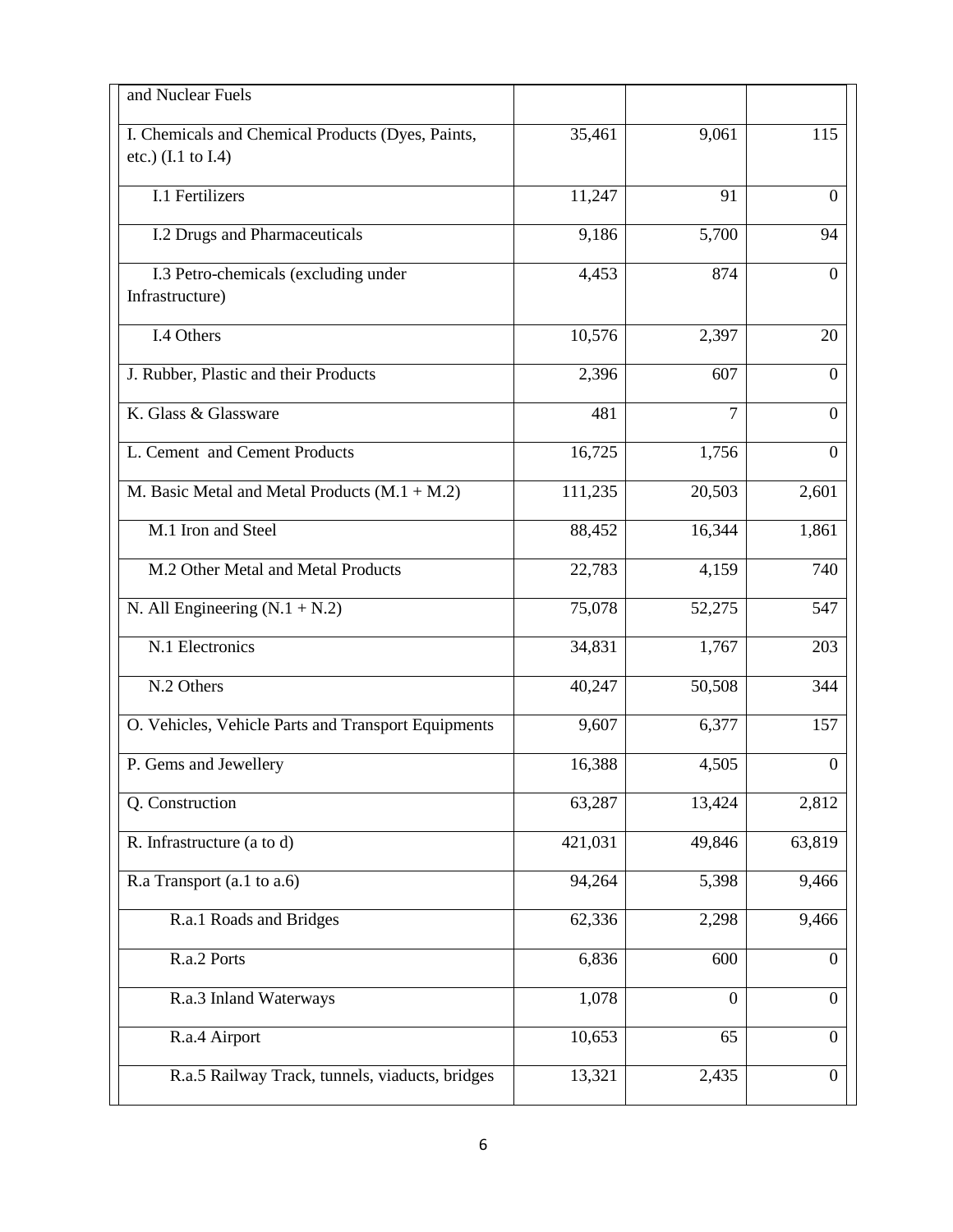| and Nuclear Fuels | | | |
|---|---|---|---|
| I. Chemicals and Chemical Products (Dyes, Paints, etc.) (I.1 to I.4) | 35,461 | 9,061 | 115 |
| I.1 Fertilizers | 11,247 | 91 | 0 |
| I.2 Drugs and Pharmaceuticals | 9,186 | 5,700 | 94 |
| I.3 Petro-chemicals (excluding under Infrastructure) | 4,453 | 874 | 0 |
| I.4 Others | 10,576 | 2,397 | 20 |
| J. Rubber, Plastic and their Products | 2,396 | 607 | 0 |
| K. Glass & Glassware | 481 | 7 | 0 |
| L. Cement and Cement Products | 16,725 | 1,756 | 0 |
| M. Basic Metal and Metal Products (M.1 + M.2) | 111,235 | 20,503 | 2,601 |
| M.1 Iron and Steel | 88,452 | 16,344 | 1,861 |
| M.2 Other Metal and Metal Products | 22,783 | 4,159 | 740 |
| N. All Engineering (N.1 + N.2) | 75,078 | 52,275 | 547 |
| N.1 Electronics | 34,831 | 1,767 | 203 |
| N.2 Others | 40,247 | 50,508 | 344 |
| O. Vehicles, Vehicle Parts and Transport Equipments | 9,607 | 6,377 | 157 |
| P. Gems and Jewellery | 16,388 | 4,505 | 0 |
| Q. Construction | 63,287 | 13,424 | 2,812 |
| R. Infrastructure (a to d) | 421,031 | 49,846 | 63,819 |
| R.a Transport (a.1 to a.6) | 94,264 | 5,398 | 9,466 |
| R.a.1 Roads and Bridges | 62,336 | 2,298 | 9,466 |
| R.a.2 Ports | 6,836 | 600 | 0 |
| R.a.3 Inland Waterways | 1,078 | 0 | 0 |
| R.a.4 Airport | 10,653 | 65 | 0 |
| R.a.5 Railway Track, tunnels, viaducts, bridges | 13,321 | 2,435 | 0 |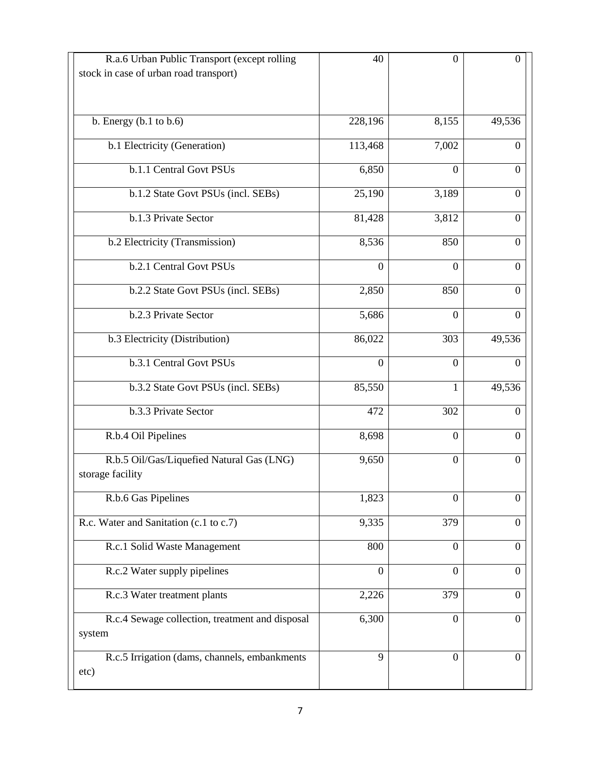| | | | |
|---|---|---|---|
| R.a.6 Urban Public Transport (except rolling stock in case of urban road transport) | 40 | 0 | 0 |
| b. Energy (b.1 to b.6) | 228,196 | 8,155 | 49,536 |
| b.1 Electricity (Generation) | 113,468 | 7,002 | 0 |
| b.1.1 Central Govt PSUs | 6,850 | 0 | 0 |
| b.1.2 State Govt PSUs (incl. SEBs) | 25,190 | 3,189 | 0 |
| b.1.3 Private Sector | 81,428 | 3,812 | 0 |
| b.2 Electricity (Transmission) | 8,536 | 850 | 0 |
| b.2.1 Central Govt PSUs | 0 | 0 | 0 |
| b.2.2 State Govt PSUs (incl. SEBs) | 2,850 | 850 | 0 |
| b.2.3 Private Sector | 5,686 | 0 | 0 |
| b.3 Electricity (Distribution) | 86,022 | 303 | 49,536 |
| b.3.1 Central Govt PSUs | 0 | 0 | 0 |
| b.3.2 State Govt PSUs (incl. SEBs) | 85,550 | 1 | 49,536 |
| b.3.3 Private Sector | 472 | 302 | 0 |
| R.b.4 Oil Pipelines | 8,698 | 0 | 0 |
| R.b.5 Oil/Gas/Liquefied Natural Gas (LNG) storage facility | 9,650 | 0 | 0 |
| R.b.6 Gas Pipelines | 1,823 | 0 | 0 |
| R.c. Water and Sanitation (c.1 to c.7) | 9,335 | 379 | 0 |
| R.c.1 Solid Waste Management | 800 | 0 | 0 |
| R.c.2 Water supply pipelines | 0 | 0 | 0 |
| R.c.3 Water treatment plants | 2,226 | 379 | 0 |
| R.c.4 Sewage collection, treatment and disposal system | 6,300 | 0 | 0 |
| R.c.5 Irrigation (dams, channels, embankments etc) | 9 | 0 | 0 |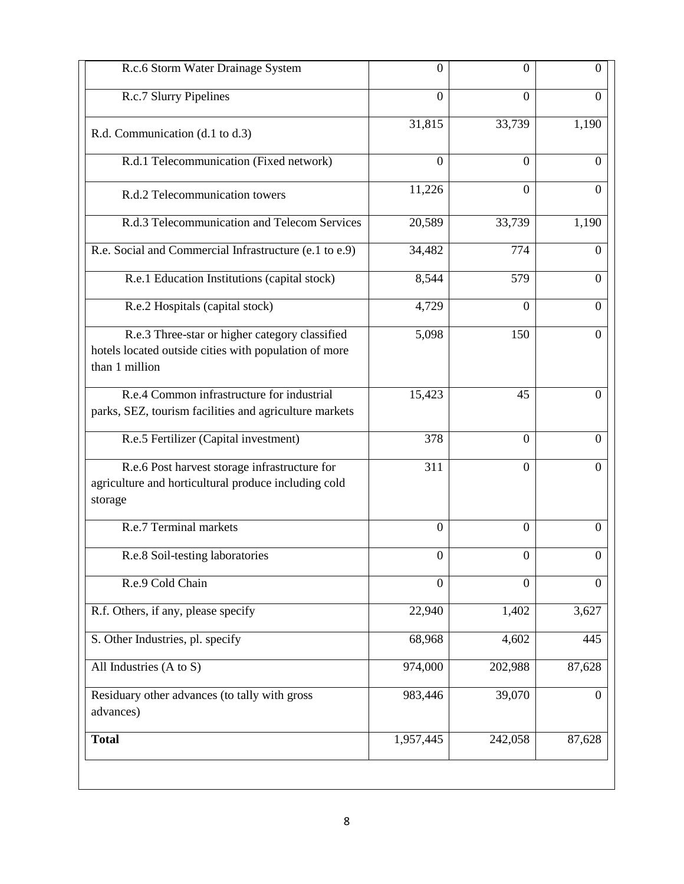| | | | |
|---|---|---|---|
| R.c.6 Storm Water Drainage System | 0 | 0 | 0 |
| R.c.7 Slurry Pipelines | 0 | 0 | 0 |
| R.d. Communication (d.1 to d.3) | 31,815 | 33,739 | 1,190 |
| R.d.1 Telecommunication (Fixed network) | 0 | 0 | 0 |
| R.d.2 Telecommunication towers | 11,226 | 0 | 0 |
| R.d.3 Telecommunication and Telecom Services | 20,589 | 33,739 | 1,190 |
| R.e. Social and Commercial Infrastructure (e.1 to e.9) | 34,482 | 774 | 0 |
| R.e.1 Education Institutions (capital stock) | 8,544 | 579 | 0 |
| R.e.2 Hospitals (capital stock) | 4,729 | 0 | 0 |
| R.e.3 Three-star or higher category classified hotels located outside cities with population of more than 1 million | 5,098 | 150 | 0 |
| R.e.4 Common infrastructure for industrial parks, SEZ, tourism facilities and agriculture markets | 15,423 | 45 | 0 |
| R.e.5 Fertilizer (Capital investment) | 378 | 0 | 0 |
| R.e.6 Post harvest storage infrastructure for agriculture and horticultural produce including cold storage | 311 | 0 | 0 |
| R.e.7 Terminal markets | 0 | 0 | 0 |
| R.e.8 Soil-testing laboratories | 0 | 0 | 0 |
| R.e.9 Cold Chain | 0 | 0 | 0 |
| R.f. Others, if any, please specify | 22,940 | 1,402 | 3,627 |
| S. Other Industries, pl. specify | 68,968 | 4,602 | 445 |
| All Industries (A to S) | 974,000 | 202,988 | 87,628 |
| Residuary other advances (to tally with gross advances) | 983,446 | 39,070 | 0 |
| **Total** | 1,957,445 | 242,058 | 87,628 |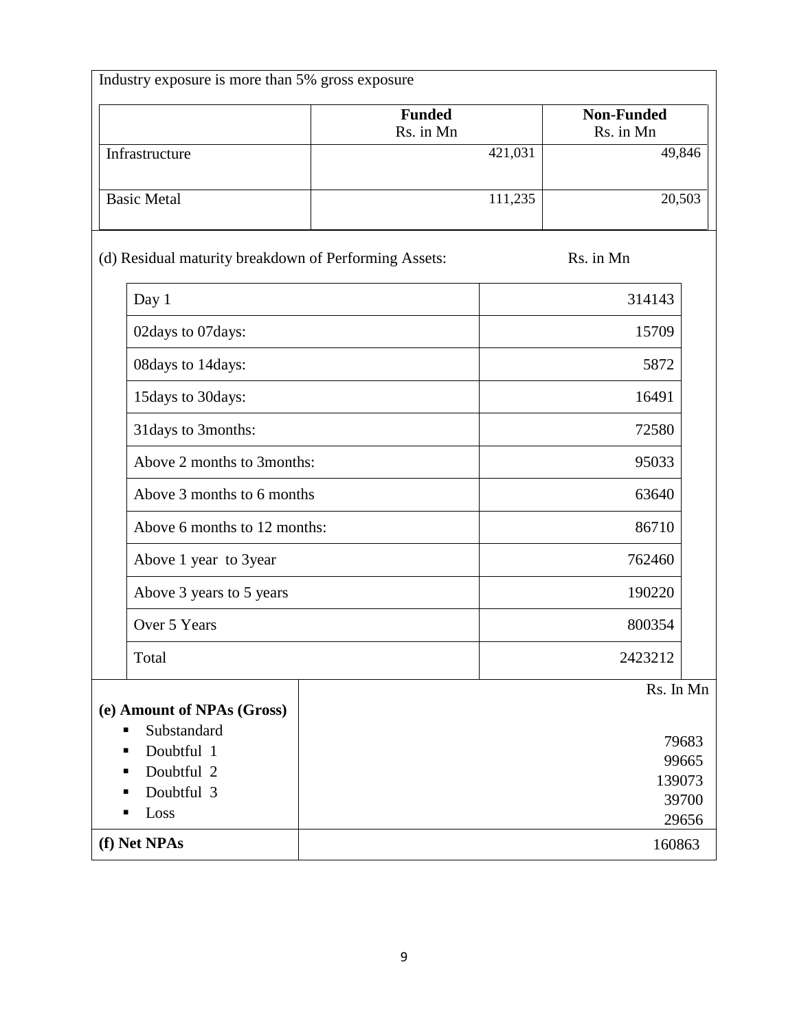Industry exposure is more than 5% gross exposure

| | Funded<br>Rs. in Mn | Non-Funded<br>Rs. in Mn |
|---|---|---|
| Infrastructure | 421,031 | 49,846 |
| Basic Metal | 111,235 | 20,503 |

(d) Residual maturity breakdown of Performing Assets: Rs. in Mn

| | |
|---|---|
| Day 1 | 314143 |
| 02days to 07days: | 15709 |
| 08days to 14days: | 5872 |
| 15days to 30days: | 16491 |
| 31days to 3months: | 72580 |
| Above 2 months to 3months: | 95033 |
| Above 3 months to 6 months | 63640 |
| Above 6 months to 12 months: | 86710 |
| Above 1 year to 3year | 762460 |
| Above 3 years to 5 years | 190220 |
| Over 5 Years | 800354 |
| Total | 2423212 |

| | Rs. In Mn |
|---|---|
| **(e) Amount of NPAs (Gross)** | |
| ▪ Substandard | 79683 |
| ▪ Doubtful 1 | 99665 |
| ▪ Doubtful 2 | 139073 |
| ▪ Doubtful 3 | 39700 |
| ▪ Loss | 29656 |
| **(f) Net NPAs** | 160863 |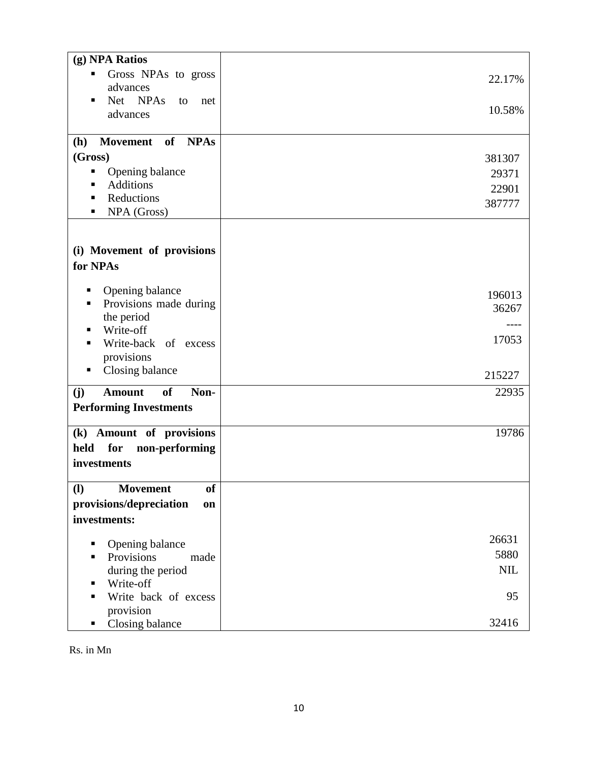| | |
|---|---|
| **(g) NPA Ratios** | |
| ▪ Gross NPAs to gross advances | 22.17% |
| ▪ Net NPAs to net advances | 10.58% |
| **(h) Movement of NPAs (Gross)** | |
| ▪ Opening balance | 381307 |
| ▪ Additions | 29371 |
| ▪ Reductions | 22901 |
| ▪ NPA (Gross) | 387777 |
| **(i) Movement of provisions for NPAs** | |
| ▪ Opening balance | 196013 |
| ▪ Provisions made during the period | 36267 |
| ▪ Write-off | ---- |
| ▪ Write-back of excess provisions | 17053 |
| ▪ Closing balance | 215227 |
| **(j) Amount of Non-Performing Investments** | 22935 |
| **(k) Amount of provisions held for non-performing investments** | 19786 |
| **(l) Movement of provisions/depreciation on investments:** | |
| ▪ Opening balance | 26631 |
| ▪ Provisions made during the period | 5880 |
| ▪ Write-off | NIL |
| ▪ Write back of excess provision | 95 |
| ▪ Closing balance | 32416 |

Rs. in Mn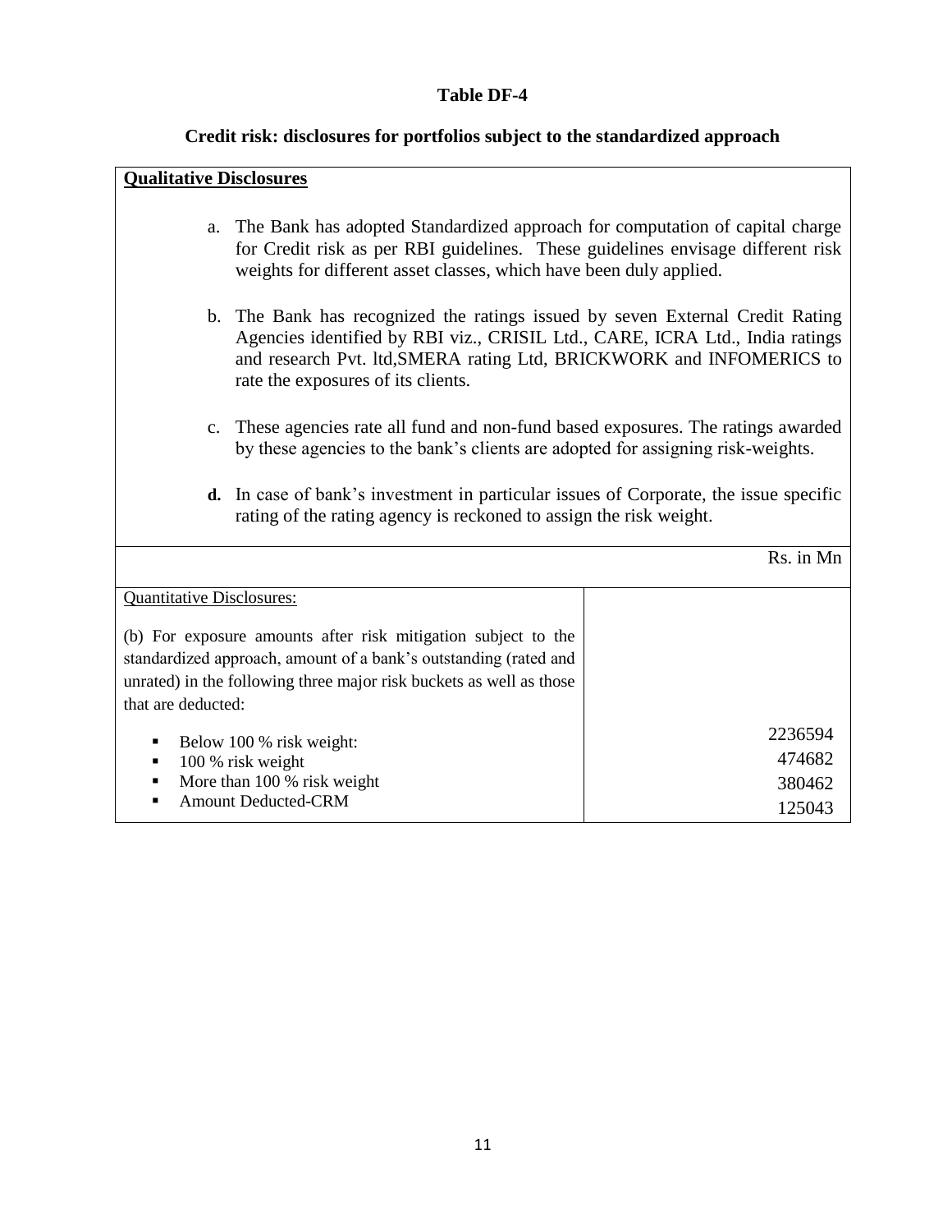# Table DF-4

## Credit risk: disclosures for portfolios subject to the standardized approach

**Qualitative Disclosures**

a. The Bank has adopted Standardized approach for computation of capital charge for Credit risk as per RBI guidelines. These guidelines envisage different risk weights for different asset classes, which have been duly applied.

b. The Bank has recognized the ratings issued by seven External Credit Rating Agencies identified by RBI viz., CRISIL Ltd., CARE, ICRA Ltd., India ratings and research Pvt. ltd,SMERA rating Ltd, BRICKWORK and INFOMERICS to rate the exposures of its clients.

c. These agencies rate all fund and non-fund based exposures. The ratings awarded by these agencies to the bank's clients are adopted for assigning risk-weights.

**d.** In case of bank's investment in particular issues of Corporate, the issue specific rating of the rating agency is reckoned to assign the risk weight.

Rs. in Mn

| Quantitative Disclosures: | |
|---|---|
| (b) For exposure amounts after risk mitigation subject to the standardized approach, amount of a bank's outstanding (rated and unrated) in the following three major risk buckets as well as those that are deducted: | |
| ▪ Below 100 % risk weight: | 2236594 |
| ▪ 100 % risk weight | 474682 |
| ▪ More than 100 % risk weight | 380462 |
| ▪ Amount Deducted-CRM | 125043 |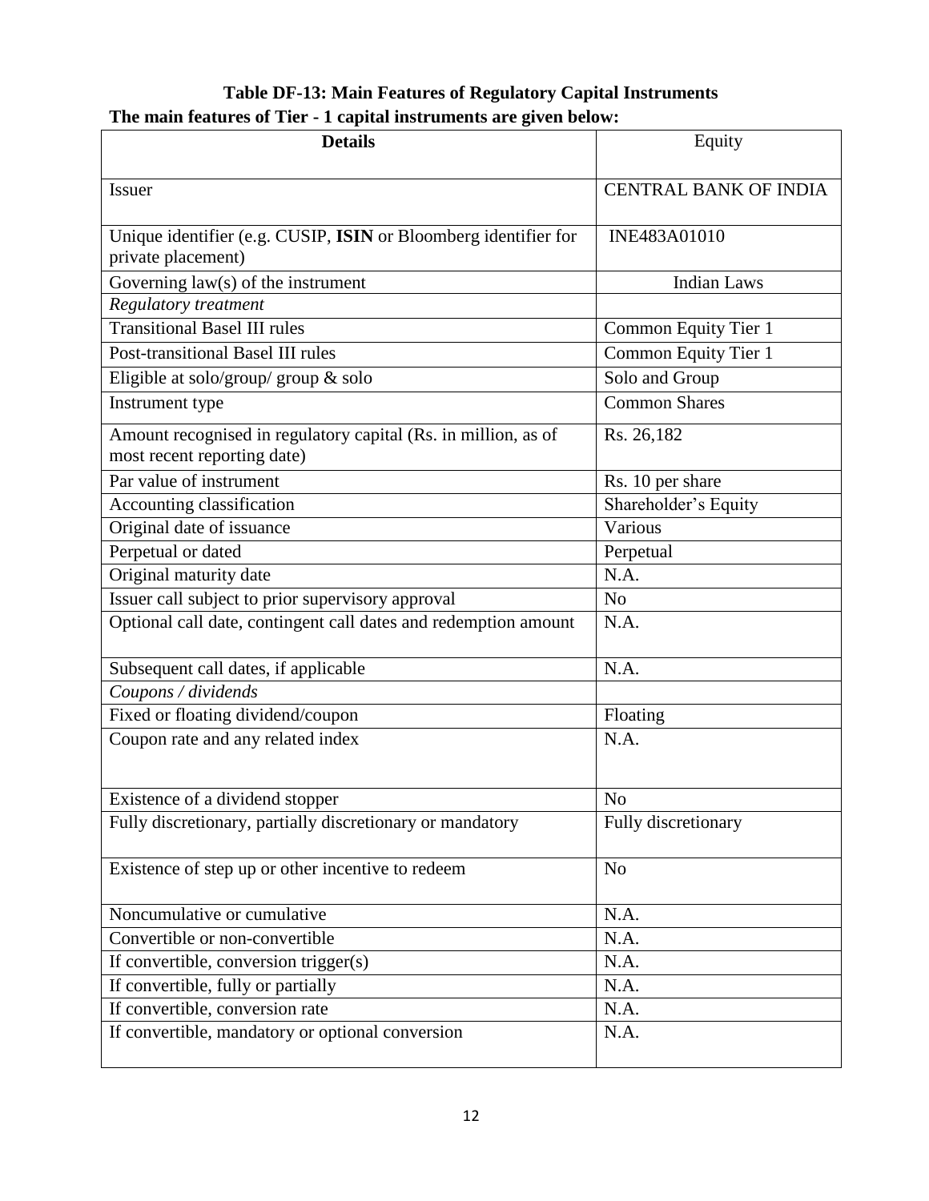### Table DF-13: Main Features of Regulatory Capital Instruments

**The main features of Tier - 1 capital instruments are given below:**

| **Details** | Equity |
|---|---|
| Issuer | CENTRAL BANK OF INDIA |
| Unique identifier (e.g. CUSIP, **ISIN** or Bloomberg identifier for private placement) | INE483A01010 |
| Governing law(s) of the instrument | Indian Laws |
| *Regulatory treatment* | |
| Transitional Basel III rules | Common Equity Tier 1 |
| Post-transitional Basel III rules | Common Equity Tier 1 |
| Eligible at solo/group/ group & solo | Solo and Group |
| Instrument type | Common Shares |
| Amount recognised in regulatory capital (Rs. in million, as of most recent reporting date) | Rs. 26,182 |
| Par value of instrument | Rs. 10 per share |
| Accounting classification | Shareholder's Equity |
| Original date of issuance | Various |
| Perpetual or dated | Perpetual |
| Original maturity date | N.A. |
| Issuer call subject to prior supervisory approval | No |
| Optional call date, contingent call dates and redemption amount | N.A. |
| Subsequent call dates, if applicable | N.A. |
| *Coupons / dividends* | |
| Fixed or floating dividend/coupon | Floating |
| Coupon rate and any related index | N.A. |
| Existence of a dividend stopper | No |
| Fully discretionary, partially discretionary or mandatory | Fully discretionary |
| Existence of step up or other incentive to redeem | No |
| Noncumulative or cumulative | N.A. |
| Convertible or non-convertible | N.A. |
| If convertible, conversion trigger(s) | N.A. |
| If convertible, fully or partially | N.A. |
| If convertible, conversion rate | N.A. |
| If convertible, mandatory or optional conversion | N.A. |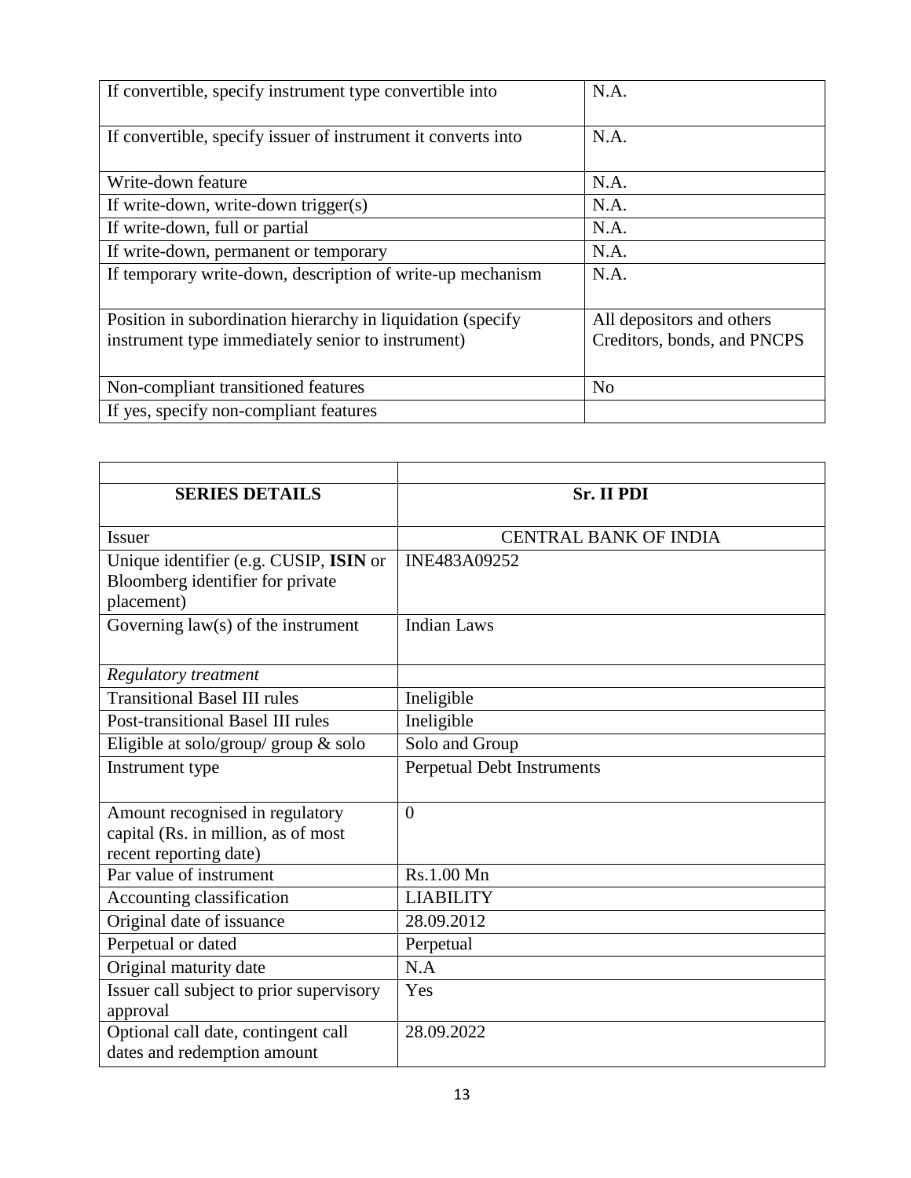| | |
|---|---|
| If convertible, specify instrument type convertible into | N.A. |
| If convertible, specify issuer of instrument it converts into | N.A. |
| Write-down feature | N.A. |
| If write-down, write-down trigger(s) | N.A. |
| If write-down, full or partial | N.A. |
| If write-down, permanent or temporary | N.A. |
| If temporary write-down, description of write-up mechanism | N.A. |
| Position in subordination hierarchy in liquidation (specify instrument type immediately senior to instrument) | All depositors and others Creditors, bonds, and PNCPS |
| Non-compliant transitioned features | No |
| If yes, specify non-compliant features | |

| | |
|---|---|
| **SERIES DETAILS** | **Sr. II PDI** |
| Issuer | CENTRAL BANK OF INDIA |
| Unique identifier (e.g. CUSIP, **ISIN** or Bloomberg identifier for private placement) | INE483A09252 |
| Governing law(s) of the instrument | Indian Laws |
| *Regulatory treatment* | |
| Transitional Basel III rules | Ineligible |
| Post-transitional Basel III rules | Ineligible |
| Eligible at solo/group/ group & solo | Solo and Group |
| Instrument type | Perpetual Debt Instruments |
| Amount recognised in regulatory capital (Rs. in million, as of most recent reporting date) | 0 |
| Par value of instrument | Rs.1.00 Mn |
| Accounting classification | LIABILITY |
| Original date of issuance | 28.09.2012 |
| Perpetual or dated | Perpetual |
| Original maturity date | N.A |
| Issuer call subject to prior supervisory approval | Yes |
| Optional call date, contingent call dates and redemption amount | 28.09.2022 |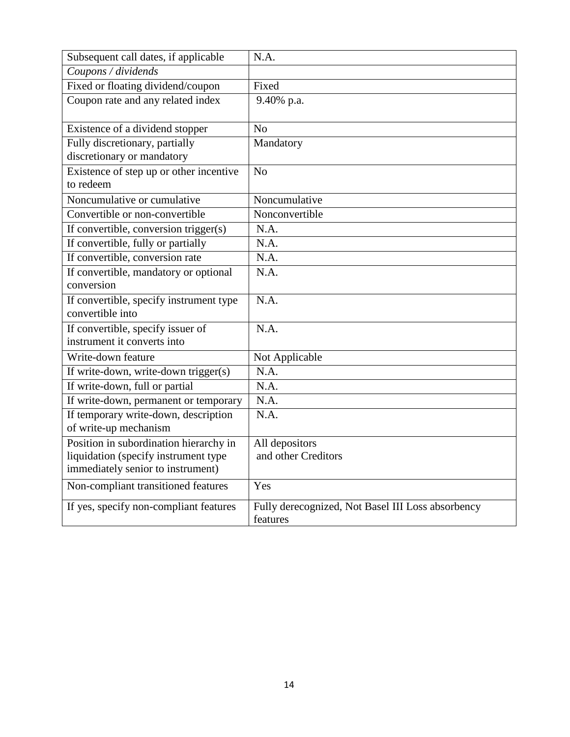| Subsequent call dates, if applicable | N.A. |
|---|---|
| *Coupons / dividends* | |
| Fixed or floating dividend/coupon | Fixed |
| Coupon rate and any related index | 9.40% p.a. |
| Existence of a dividend stopper | No |
| Fully discretionary, partially discretionary or mandatory | Mandatory |
| Existence of step up or other incentive to redeem | No |
| Noncumulative or cumulative | Noncumulative |
| Convertible or non-convertible | Nonconvertible |
| If convertible, conversion trigger(s) | N.A. |
| If convertible, fully or partially | N.A. |
| If convertible, conversion rate | N.A. |
| If convertible, mandatory or optional conversion | N.A. |
| If convertible, specify instrument type convertible into | N.A. |
| If convertible, specify issuer of instrument it converts into | N.A. |
| Write-down feature | Not Applicable |
| If write-down, write-down trigger(s) | N.A. |
| If write-down, full or partial | N.A. |
| If write-down, permanent or temporary | N.A. |
| If temporary write-down, description of write-up mechanism | N.A. |
| Position in subordination hierarchy in liquidation (specify instrument type immediately senior to instrument) | All depositors and other Creditors |
| Non-compliant transitioned features | Yes |
| If yes, specify non-compliant features | Fully derecognized, Not Basel III Loss absorbency features |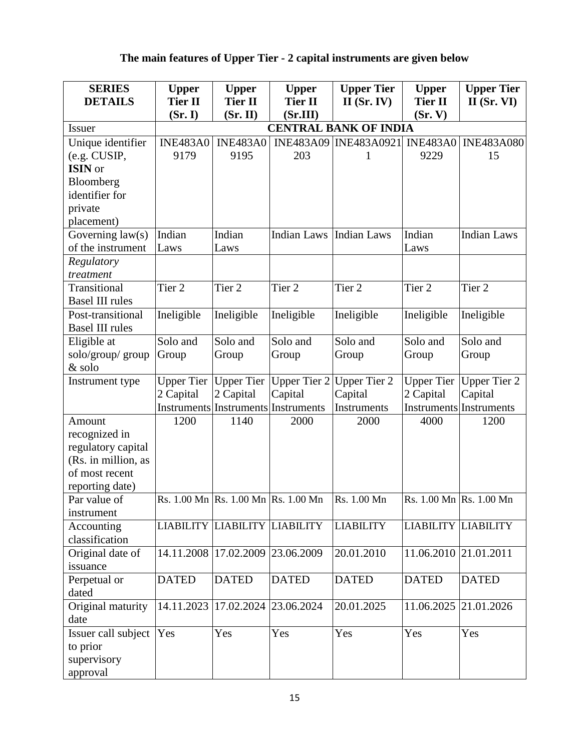**The main features of Upper Tier - 2 capital instruments are given below**

| SERIES DETAILS | Upper Tier II (Sr. I) | Upper Tier II (Sr. II) | Upper Tier II (Sr.III) | Upper Tier II (Sr. IV) | Upper Tier II (Sr. V) | Upper Tier II (Sr. VI) |
|---|---|---|---|---|---|---|
| Issuer | **CENTRAL BANK OF INDIA** | | | | | |
| Unique identifier (e.g. CUSIP, **ISIN** or Bloomberg identifier for private placement) | INE483A09179 | INE483A09195 | INE483A09203 | INE483A09211 | INE483A09229 | INE483A08015 |
| Governing law(s) of the instrument | Indian Laws | Indian Laws | Indian Laws | Indian Laws | Indian Laws | Indian Laws |
| *Regulatory treatment* | | | | | | |
| Transitional Basel III rules | Tier 2 | Tier 2 | Tier 2 | Tier 2 | Tier 2 | Tier 2 |
| Post-transitional Basel III rules | Ineligible | Ineligible | Ineligible | Ineligible | Ineligible | Ineligible |
| Eligible at solo/group/ group & solo | Solo and Group | Solo and Group | Solo and Group | Solo and Group | Solo and Group | Solo and Group |
| Instrument type | Upper Tier 2 Capital Instruments | Upper Tier 2 Capital Instruments | Upper Tier 2 Capital Instruments | Upper Tier 2 Capital Instruments | Upper Tier 2 Capital Instruments | Upper Tier 2 Capital Instruments |
| Amount recognized in regulatory capital (Rs. in million, as of most recent reporting date) | 1200 | 1140 | 2000 | 2000 | 4000 | 1200 |
| Par value of instrument | Rs. 1.00 Mn | Rs. 1.00 Mn | Rs. 1.00 Mn | Rs. 1.00 Mn | Rs. 1.00 Mn | Rs. 1.00 Mn |
| Accounting classification | LIABILITY | LIABILITY | LIABILITY | LIABILITY | LIABILITY | LIABILITY |
| Original date of issuance | 14.11.2008 | 17.02.2009 | 23.06.2009 | 20.01.2010 | 11.06.2010 | 21.01.2011 |
| Perpetual or dated | DATED | DATED | DATED | DATED | DATED | DATED |
| Original maturity date | 14.11.2023 | 17.02.2024 | 23.06.2024 | 20.01.2025 | 11.06.2025 | 21.01.2026 |
| Issuer call subject to prior supervisory approval | Yes | Yes | Yes | Yes | Yes | Yes |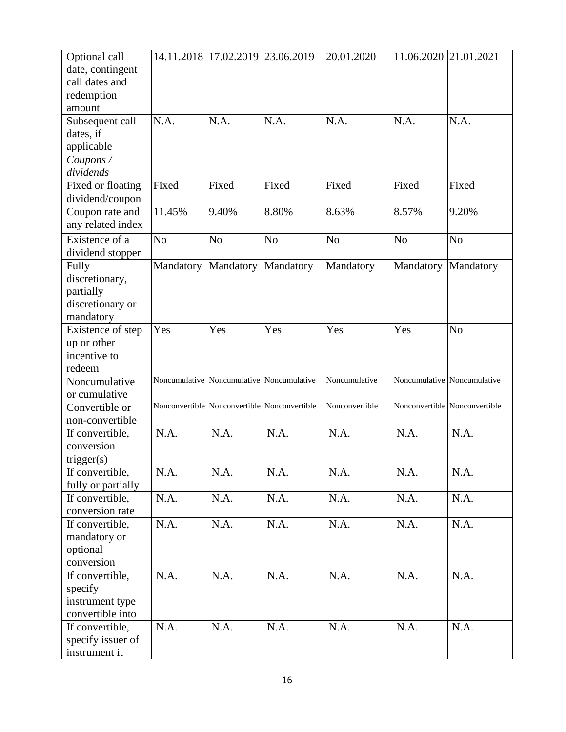| Optional call date, contingent call dates and redemption amount | 14.11.2018 | 17.02.2019 | 23.06.2019 | 20.01.2020 | 11.06.2020 | 21.01.2021 |
|---|---|---|---|---|---|---|
| Subsequent call dates, if applicable | N.A. | N.A. | N.A. | N.A. | N.A. | N.A. |
| *Coupons / dividends* | | | | | | |
| Fixed or floating dividend/coupon | Fixed | Fixed | Fixed | Fixed | Fixed | Fixed |
| Coupon rate and any related index | 11.45% | 9.40% | 8.80% | 8.63% | 8.57% | 9.20% |
| Existence of a dividend stopper | No | No | No | No | No | No |
| Fully discretionary, partially discretionary or mandatory | Mandatory | Mandatory | Mandatory | Mandatory | Mandatory | Mandatory |
| Existence of step up or other incentive to redeem | Yes | Yes | Yes | Yes | Yes | No |
| Noncumulative or cumulative | Noncumulative | Noncumulative | Noncumulative | Noncumulative | Noncumulative | Noncumulative |
| Convertible or non-convertible | Nonconvertible | Nonconvertible | Nonconvertible | Nonconvertible | Nonconvertible | Nonconvertible |
| If convertible, conversion trigger(s) | N.A. | N.A. | N.A. | N.A. | N.A. | N.A. |
| If convertible, fully or partially | N.A. | N.A. | N.A. | N.A. | N.A. | N.A. |
| If convertible, conversion rate | N.A. | N.A. | N.A. | N.A. | N.A. | N.A. |
| If convertible, mandatory or optional conversion | N.A. | N.A. | N.A. | N.A. | N.A. | N.A. |
| If convertible, specify instrument type convertible into | N.A. | N.A. | N.A. | N.A. | N.A. | N.A. |
| If convertible, specify issuer of instrument it | N.A. | N.A. | N.A. | N.A. | N.A. | N.A. |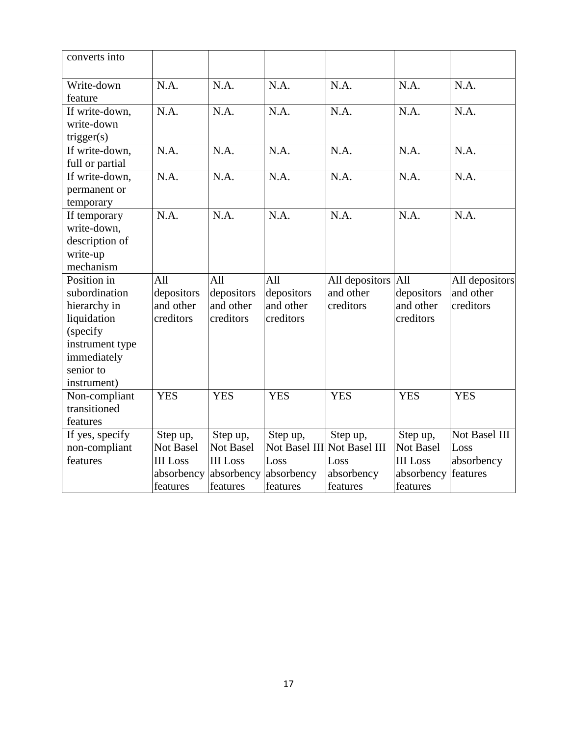| converts into | | | | | | |
|---|---|---|---|---|---|---|
| Write-down feature | N.A. | N.A. | N.A. | N.A. | N.A. | N.A. |
| If write-down, write-down trigger(s) | N.A. | N.A. | N.A. | N.A. | N.A. | N.A. |
| If write-down, full or partial | N.A. | N.A. | N.A. | N.A. | N.A. | N.A. |
| If write-down, permanent or temporary | N.A. | N.A. | N.A. | N.A. | N.A. | N.A. |
| If temporary write-down, description of write-up mechanism | N.A. | N.A. | N.A. | N.A. | N.A. | N.A. |
| Position in subordination hierarchy in liquidation (specify instrument type immediately senior to instrument) | All depositors and other creditors | All depositors and other creditors | All depositors and other creditors | All depositors and other creditors | All depositors and other creditors | All depositors and other creditors |
| Non-compliant transitioned features | YES | YES | YES | YES | YES | YES |
| If yes, specify non-compliant features | Step up, Not Basel III Loss absorbency features | Step up, Not Basel III Loss absorbency features | Step up, Not Basel III Loss absorbency features | Step up, Not Basel III Loss absorbency features | Step up, Not Basel III Loss absorbency features | Not Basel III Loss absorbency features |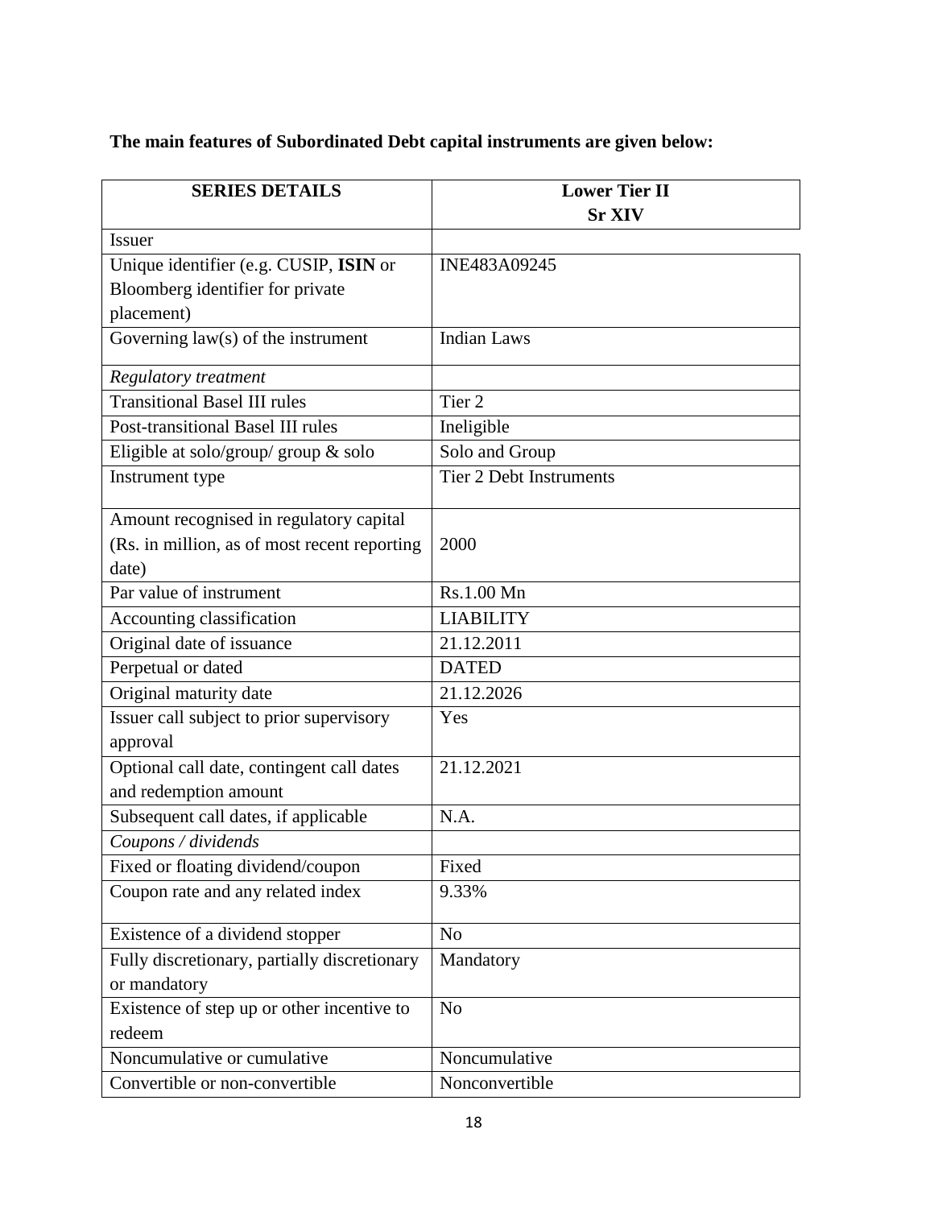**The main features of Subordinated Debt capital instruments are given below:**

| **SERIES DETAILS** | **Lower Tier II Sr XIV** |
|---|---|
| Issuer | |
| Unique identifier (e.g. CUSIP, **ISIN** or Bloomberg identifier for private placement) | INE483A09245 |
| Governing law(s) of the instrument | Indian Laws |
| *Regulatory treatment* | |
| Transitional Basel III rules | Tier 2 |
| Post-transitional Basel III rules | Ineligible |
| Eligible at solo/group/ group & solo | Solo and Group |
| Instrument type | Tier 2 Debt Instruments |
| Amount recognised in regulatory capital (Rs. in million, as of most recent reporting date) | 2000 |
| Par value of instrument | Rs.1.00 Mn |
| Accounting classification | LIABILITY |
| Original date of issuance | 21.12.2011 |
| Perpetual or dated | DATED |
| Original maturity date | 21.12.2026 |
| Issuer call subject to prior supervisory approval | Yes |
| Optional call date, contingent call dates and redemption amount | 21.12.2021 |
| Subsequent call dates, if applicable | N.A. |
| *Coupons / dividends* | |
| Fixed or floating dividend/coupon | Fixed |
| Coupon rate and any related index | 9.33% |
| Existence of a dividend stopper | No |
| Fully discretionary, partially discretionary or mandatory | Mandatory |
| Existence of step up or other incentive to redeem | No |
| Noncumulative or cumulative | Noncumulative |
| Convertible or non-convertible | Nonconvertible |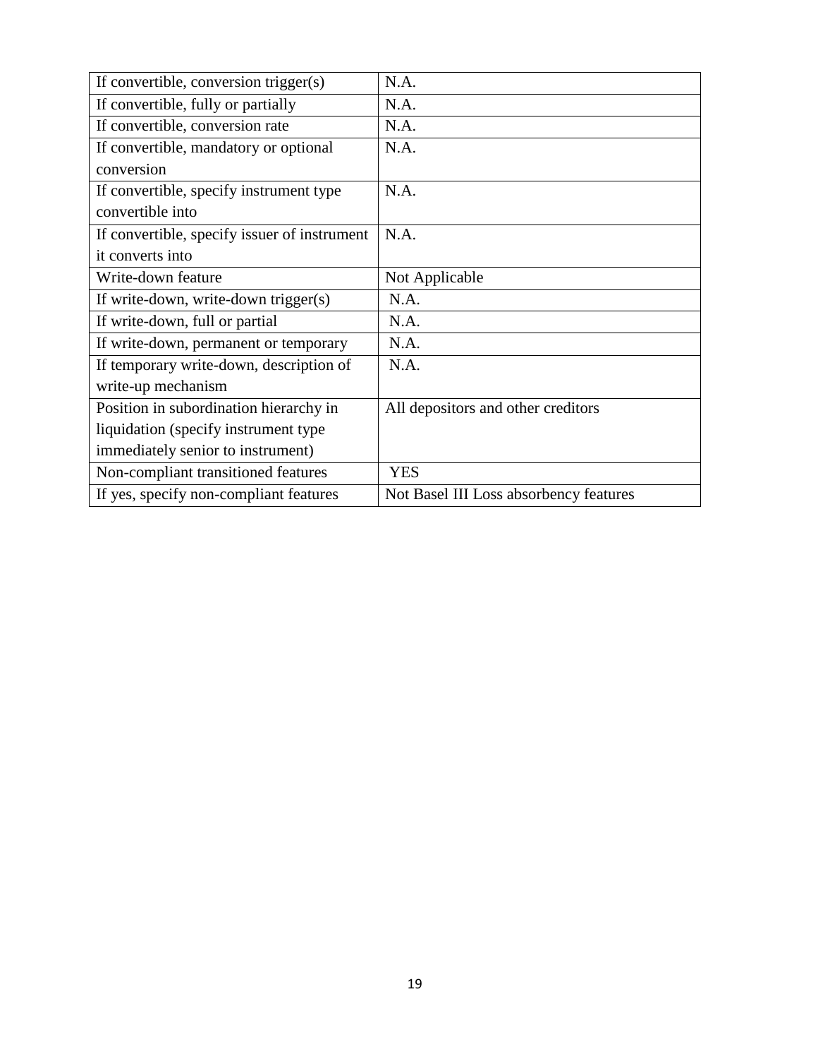| If convertible, conversion trigger(s) | N.A. |
|---|---|
| If convertible, fully or partially | N.A. |
| If convertible, conversion rate | N.A. |
| If convertible, mandatory or optional conversion | N.A. |
| If convertible, specify instrument type convertible into | N.A. |
| If convertible, specify issuer of instrument it converts into | N.A. |
| Write-down feature | Not Applicable |
| If write-down, write-down trigger(s) | N.A. |
| If write-down, full or partial | N.A. |
| If write-down, permanent or temporary | N.A. |
| If temporary write-down, description of write-up mechanism | N.A. |
| Position in subordination hierarchy in liquidation (specify instrument type immediately senior to instrument) | All depositors and other creditors |
| Non-compliant transitioned features | YES |
| If yes, specify non-compliant features | Not Basel III Loss absorbency features |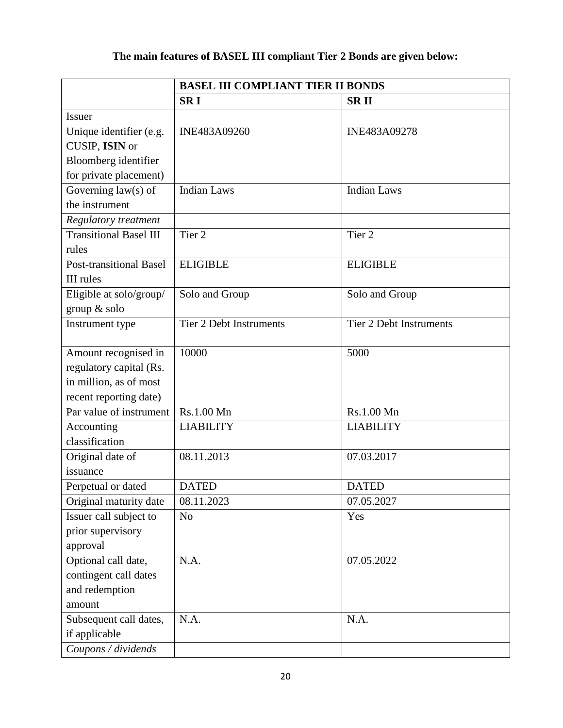**The main features of BASEL III compliant Tier 2 Bonds are given below:**

| | **BASEL III COMPLIANT TIER II BONDS** | |
|---|---|---|
| | **SR I** | **SR II** |
| Issuer | | |
| Unique identifier (e.g. CUSIP, **ISIN** or Bloomberg identifier for private placement) | INE483A09260 | INE483A09278 |
| Governing law(s) of the instrument | Indian Laws | Indian Laws |
| *Regulatory treatment* | | |
| Transitional Basel III rules | Tier 2 | Tier 2 |
| Post-transitional Basel III rules | ELIGIBLE | ELIGIBLE |
| Eligible at solo/group/ group & solo | Solo and Group | Solo and Group |
| Instrument type | Tier 2 Debt Instruments | Tier 2 Debt Instruments |
| Amount recognised in regulatory capital (Rs. in million, as of most recent reporting date) | 10000 | 5000 |
| Par value of instrument | Rs.1.00 Mn | Rs.1.00 Mn |
| Accounting classification | LIABILITY | LIABILITY |
| Original date of issuance | 08.11.2013 | 07.03.2017 |
| Perpetual or dated | DATED | DATED |
| Original maturity date | 08.11.2023 | 07.05.2027 |
| Issuer call subject to prior supervisory approval | No | Yes |
| Optional call date, contingent call dates and redemption amount | N.A. | 07.05.2022 |
| Subsequent call dates, if applicable | N.A. | N.A. |
| *Coupons / dividends* | | |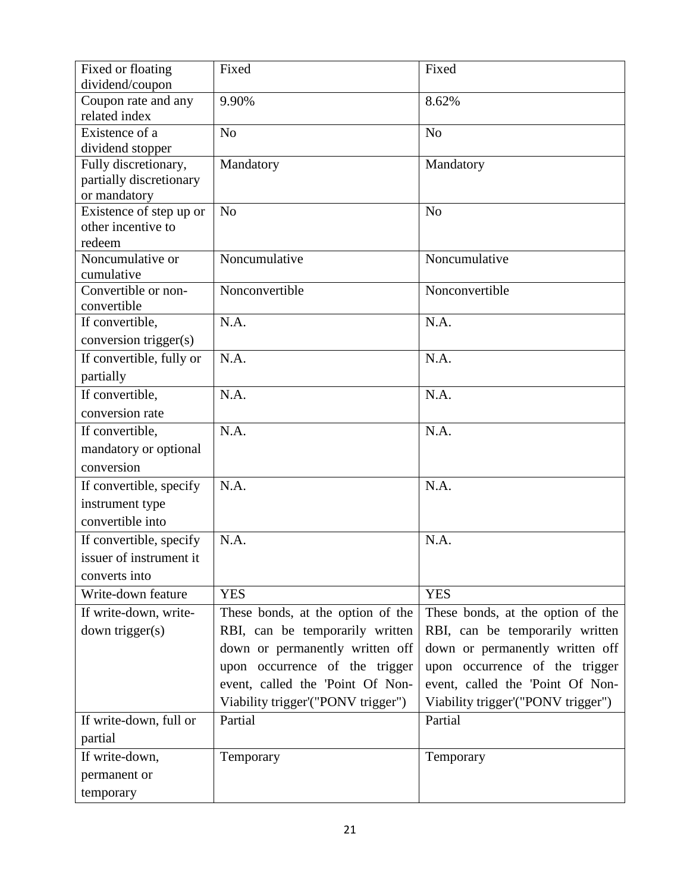| Fixed or floating dividend/coupon | Fixed | Fixed |
|---|---|---|
| Coupon rate and any related index | 9.90% | 8.62% |
| Existence of a dividend stopper | No | No |
| Fully discretionary, partially discretionary or mandatory | Mandatory | Mandatory |
| Existence of step up or other incentive to redeem | No | No |
| Noncumulative or cumulative | Noncumulative | Noncumulative |
| Convertible or non-convertible | Nonconvertible | Nonconvertible |
| If convertible, conversion trigger(s) | N.A. | N.A. |
| If convertible, fully or partially | N.A. | N.A. |
| If convertible, conversion rate | N.A. | N.A. |
| If convertible, mandatory or optional conversion | N.A. | N.A. |
| If convertible, specify instrument type convertible into | N.A. | N.A. |
| If convertible, specify issuer of instrument it converts into | N.A. | N.A. |
| Write-down feature | YES | YES |
| If write-down, write-down trigger(s) | These bonds, at the option of the RBI, can be temporarily written down or permanently written off upon occurrence of the trigger event, called the 'Point Of Non-Viability trigger'("PONV trigger") | These bonds, at the option of the RBI, can be temporarily written down or permanently written off upon occurrence of the trigger event, called the 'Point Of Non-Viability trigger'("PONV trigger") |
| If write-down, full or partial | Partial | Partial |
| If write-down, permanent or temporary | Temporary | Temporary |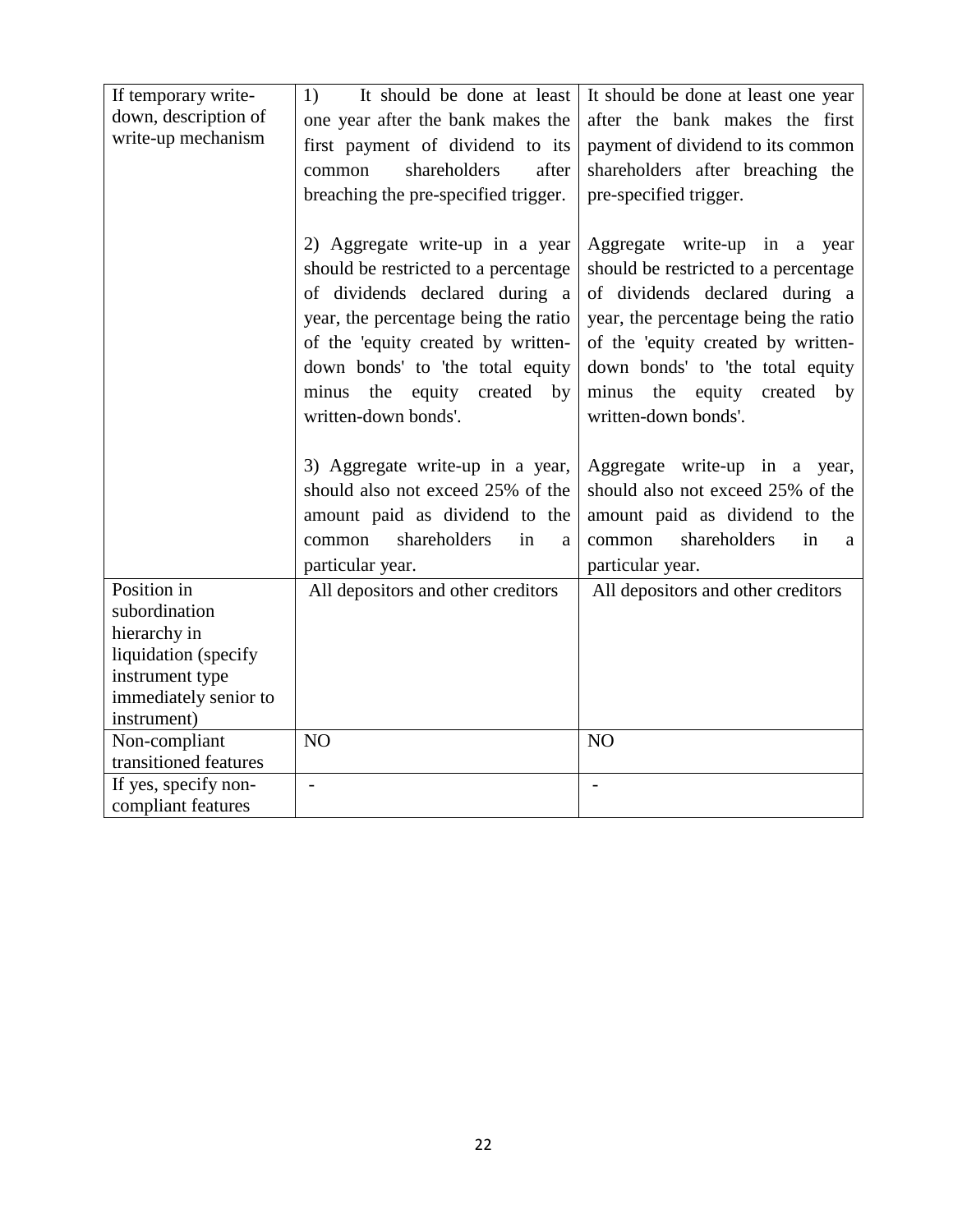| | | |
|---|---|---|
| If temporary write-down, description of write-up mechanism | 1) It should be done at least one year after the bank makes the first payment of dividend to its common shareholders after breaching the pre-specified trigger.<br><br>2) Aggregate write-up in a year should be restricted to a percentage of dividends declared during a year, the percentage being the ratio of the 'equity created by written-down bonds' to 'the total equity minus the equity created by written-down bonds'.<br><br>3) Aggregate write-up in a year, should also not exceed 25% of the amount paid as dividend to the common shareholders in a particular year. | It should be done at least one year after the bank makes the first payment of dividend to its common shareholders after breaching the pre-specified trigger.<br><br>Aggregate write-up in a year should be restricted to a percentage of dividends declared during a year, the percentage being the ratio of the 'equity created by written-down bonds' to 'the total equity minus the equity created by written-down bonds'.<br><br>Aggregate write-up in a year, should also not exceed 25% of the amount paid as dividend to the common shareholders in a particular year. |
| Position in subordination hierarchy in liquidation (specify instrument type immediately senior to instrument) | All depositors and other creditors | All depositors and other creditors |
| Non-compliant transitioned features | NO | NO |
| If yes, specify non-compliant features | - | - |